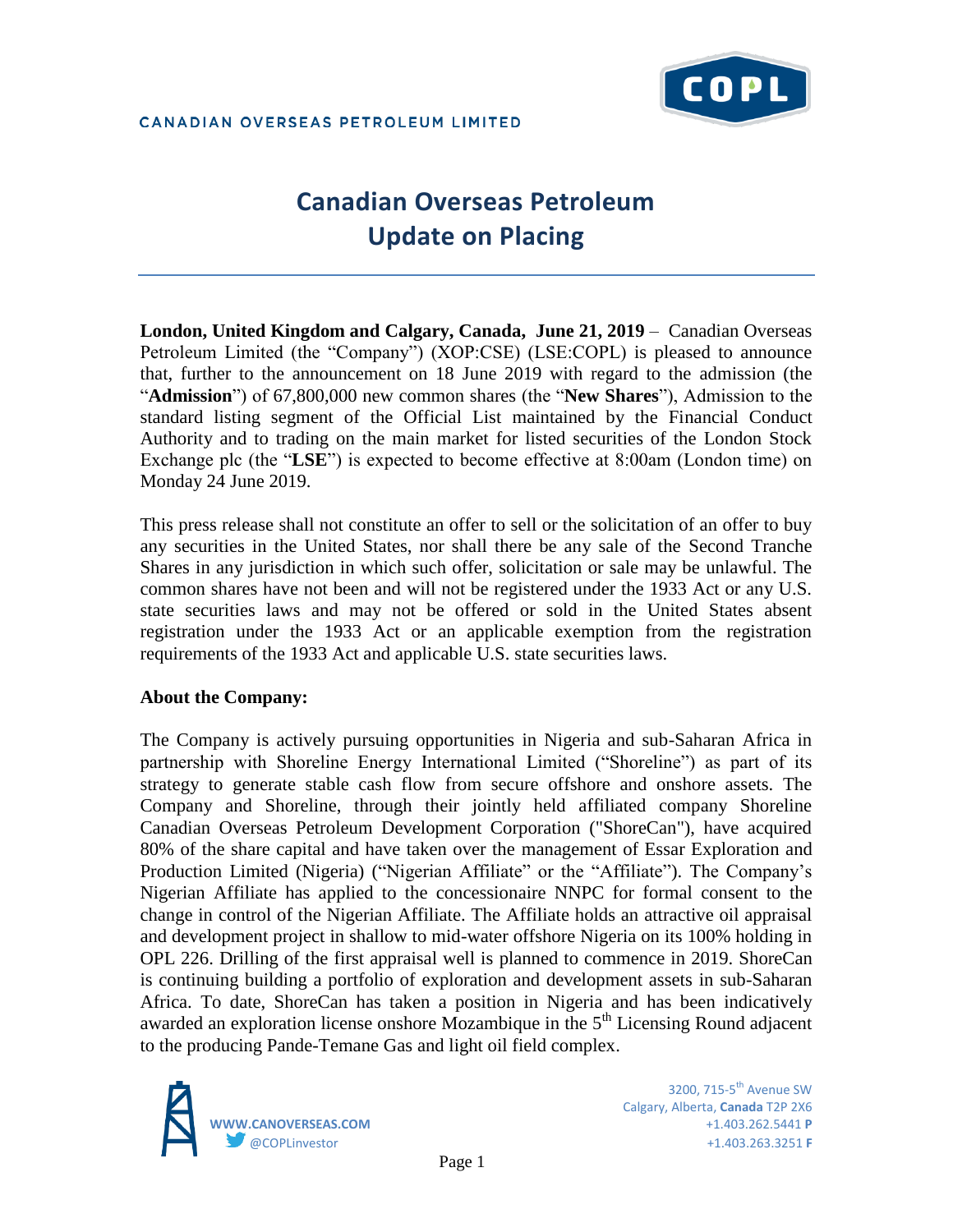CANADIAN OVERSEAS PETROLEUM LIMITED

# Canadian Overseas Petroleum
# Update on Placing

**London, United Kingdom and Calgary, Canada, June 21, 2019** – Canadian Overseas Petroleum Limited (the "Company") (XOP:CSE) (LSE:COPL) is pleased to announce that, further to the announcement on 18 June 2019 with regard to the admission (the "**Admission**") of 67,800,000 new common shares (the "**New Shares**"), Admission to the standard listing segment of the Official List maintained by the Financial Conduct Authority and to trading on the main market for listed securities of the London Stock Exchange plc (the "**LSE**") is expected to become effective at 8:00am (London time) on Monday 24 June 2019.

This press release shall not constitute an offer to sell or the solicitation of an offer to buy any securities in the United States, nor shall there be any sale of the Second Tranche Shares in any jurisdiction in which such offer, solicitation or sale may be unlawful. The common shares have not been and will not be registered under the 1933 Act or any U.S. state securities laws and may not be offered or sold in the United States absent registration under the 1933 Act or an applicable exemption from the registration requirements of the 1933 Act and applicable U.S. state securities laws.

**About the Company:**

The Company is actively pursuing opportunities in Nigeria and sub-Saharan Africa in partnership with Shoreline Energy International Limited ("Shoreline") as part of its strategy to generate stable cash flow from secure offshore and onshore assets. The Company and Shoreline, through their jointly held affiliated company Shoreline Canadian Overseas Petroleum Development Corporation ("ShoreCan"), have acquired 80% of the share capital and have taken over the management of Essar Exploration and Production Limited (Nigeria) ("Nigerian Affiliate" or the "Affiliate"). The Company's Nigerian Affiliate has applied to the concessionaire NNPC for formal consent to the change in control of the Nigerian Affiliate. The Affiliate holds an attractive oil appraisal and development project in shallow to mid-water offshore Nigeria on its 100% holding in OPL 226. Drilling of the first appraisal well is planned to commence in 2019. ShoreCan is continuing building a portfolio of exploration and development assets in sub-Saharan Africa. To date, ShoreCan has taken a position in Nigeria and has been indicatively awarded an exploration license onshore Mozambique in the 5th Licensing Round adjacent to the producing Pande-Temane Gas and light oil field complex.

WWW.CANOVERSEAS.COM
@COPLinvestor

3200, 715-5th Avenue SW
Calgary, Alberta, **Canada** T2P 2X6
+1.403.262.5441 **P**
+1.403.263.3251 **F**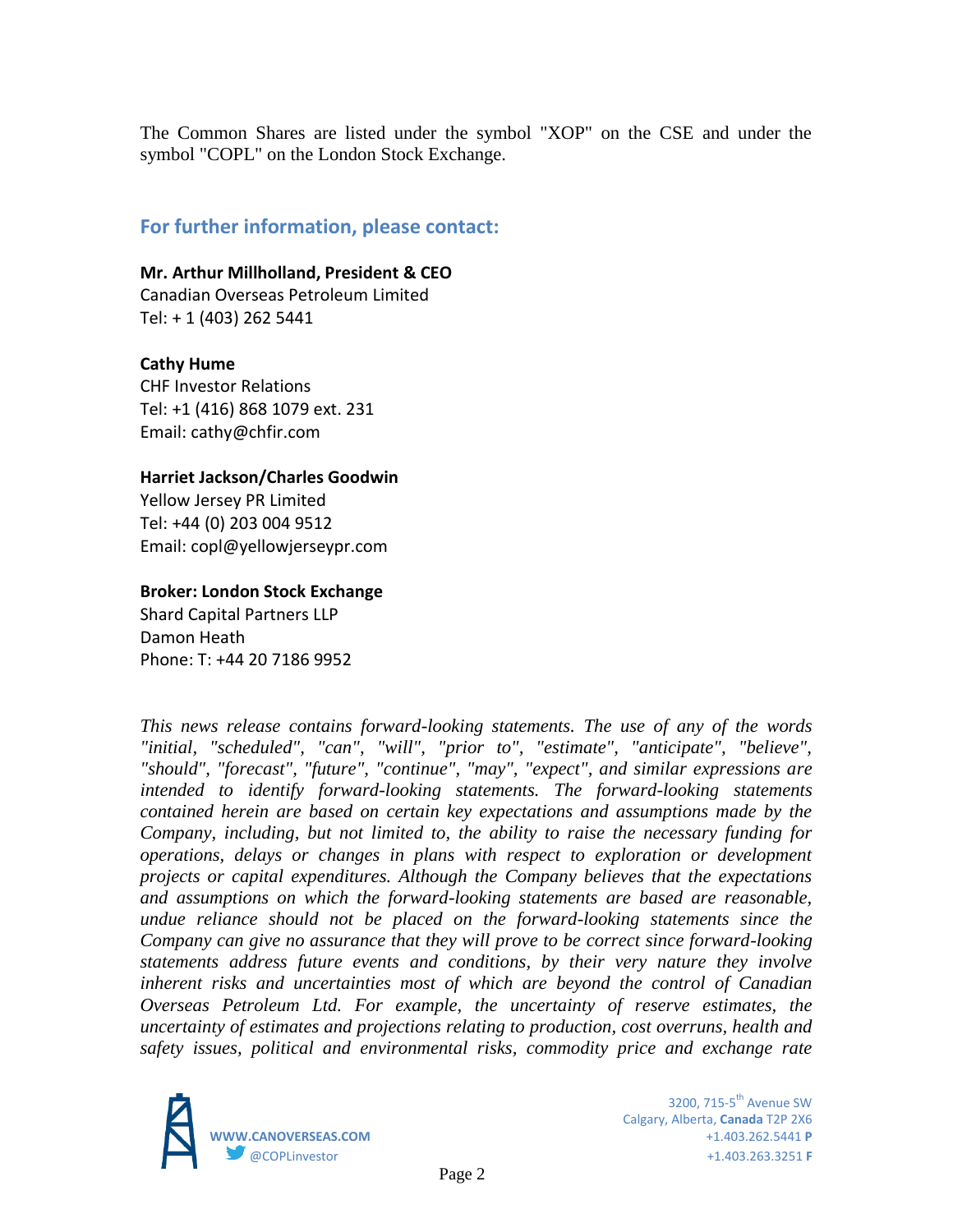The Common Shares are listed under the symbol "XOP" on the CSE and under the symbol "COPL" on the London Stock Exchange.

## For further information, please contact:

**Mr. Arthur Millholland, President & CEO**
Canadian Overseas Petroleum Limited
Tel: + 1 (403) 262 5441

**Cathy Hume**
CHF Investor Relations
Tel: +1 (416) 868 1079 ext. 231
Email: cathy@chfir.com

**Harriet Jackson/Charles Goodwin**
Yellow Jersey PR Limited
Tel: +44 (0) 203 004 9512
Email: copl@yellowjerseypr.com

**Broker: London Stock Exchange**
Shard Capital Partners LLP
Damon Heath
Phone: T: +44 20 7186 9952

*This news release contains forward-looking statements. The use of any of the words "initial, "scheduled", "can", "will", "prior to", "estimate", "anticipate", "believe", "should", "forecast", "future", "continue", "may", "expect", and similar expressions are intended to identify forward-looking statements. The forward-looking statements contained herein are based on certain key expectations and assumptions made by the Company, including, but not limited to, the ability to raise the necessary funding for operations, delays or changes in plans with respect to exploration or development projects or capital expenditures. Although the Company believes that the expectations and assumptions on which the forward-looking statements are based are reasonable, undue reliance should not be placed on the forward-looking statements since the Company can give no assurance that they will prove to be correct since forward-looking statements address future events and conditions, by their very nature they involve inherent risks and uncertainties most of which are beyond the control of Canadian Overseas Petroleum Ltd. For example, the uncertainty of reserve estimates, the uncertainty of estimates and projections relating to production, cost overruns, health and safety issues, political and environmental risks, commodity price and exchange rate*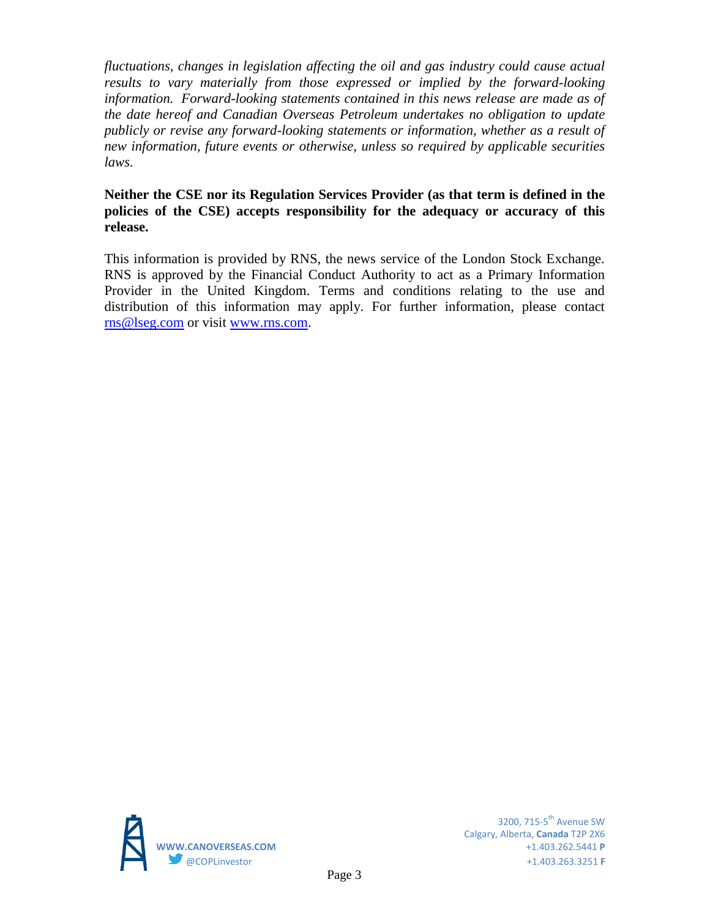*fluctuations, changes in legislation affecting the oil and gas industry could cause actual results to vary materially from those expressed or implied by the forward-looking information. Forward-looking statements contained in this news release are made as of the date hereof and Canadian Overseas Petroleum undertakes no obligation to update publicly or revise any forward-looking statements or information, whether as a result of new information, future events or otherwise, unless so required by applicable securities laws.*

**Neither the CSE nor its Regulation Services Provider (as that term is defined in the policies of the CSE) accepts responsibility for the adequacy or accuracy of this release.**

This information is provided by RNS, the news service of the London Stock Exchange. RNS is approved by the Financial Conduct Authority to act as a Primary Information Provider in the United Kingdom. Terms and conditions relating to the use and distribution of this information may apply. For further information, please contact [rns@lseg.com](mailto:rns@lseg.com) or visit [www.rns.com](http://www.rns.com).